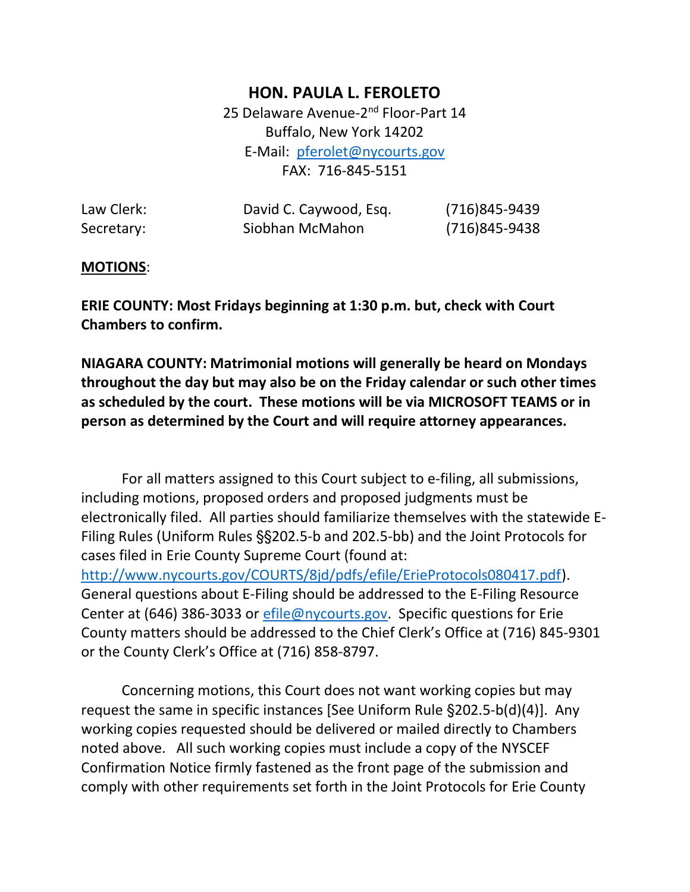# HON. PAULA L. FEROLETO

25 Delaware Avenue-2nd Floor-Part 14
Buffalo, New York 14202
E-Mail: pferolet@nycourts.gov
FAX: 716-845-5151

| | | |
|---|---|---|
| Law Clerk: | David C. Caywood, Esq. | (716)845-9439 |
| Secretary: | Siobhan McMahon | (716)845-9438 |

**MOTIONS**:

**ERIE COUNTY: Most Fridays beginning at 1:30 p.m. but, check with Court Chambers to confirm.**

**NIAGARA COUNTY: Matrimonial motions will generally be heard on Mondays throughout the day but may also be on the Friday calendar or such other times as scheduled by the court. These motions will be via MICROSOFT TEAMS or in person as determined by the Court and will require attorney appearances.**

For all matters assigned to this Court subject to e-filing, all submissions, including motions, proposed orders and proposed judgments must be electronically filed. All parties should familiarize themselves with the statewide E-Filing Rules (Uniform Rules §§202.5-b and 202.5-bb) and the Joint Protocols for cases filed in Erie County Supreme Court (found at: http://www.nycourts.gov/COURTS/8jd/pdfs/efile/ErieProtocols080417.pdf). General questions about E-Filing should be addressed to the E-Filing Resource Center at (646) 386-3033 or efile@nycourts.gov. Specific questions for Erie County matters should be addressed to the Chief Clerk's Office at (716) 845-9301 or the County Clerk's Office at (716) 858-8797.

Concerning motions, this Court does not want working copies but may request the same in specific instances [See Uniform Rule §202.5-b(d)(4)]. Any working copies requested should be delivered or mailed directly to Chambers noted above. All such working copies must include a copy of the NYSCEF Confirmation Notice firmly fastened as the front page of the submission and comply with other requirements set forth in the Joint Protocols for Erie County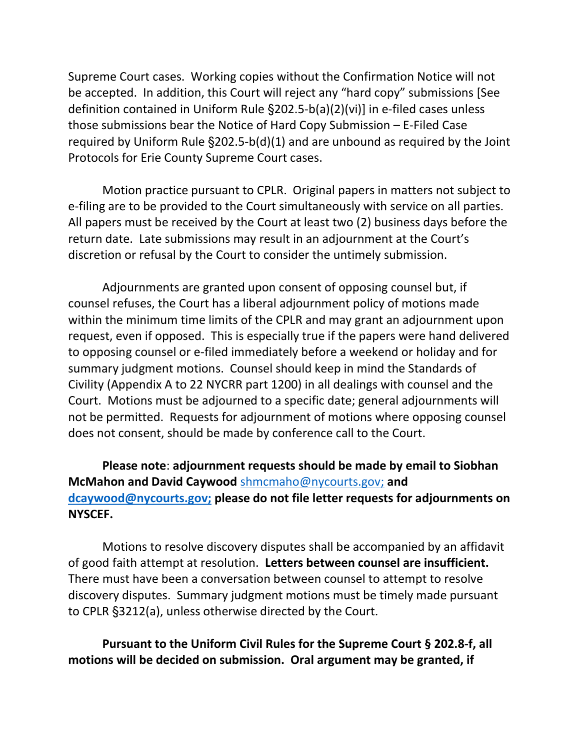Supreme Court cases. Working copies without the Confirmation Notice will not be accepted. In addition, this Court will reject any "hard copy" submissions [See definition contained in Uniform Rule §202.5-b(a)(2)(vi)] in e-filed cases unless those submissions bear the Notice of Hard Copy Submission – E-Filed Case required by Uniform Rule §202.5-b(d)(1) and are unbound as required by the Joint Protocols for Erie County Supreme Court cases.

Motion practice pursuant to CPLR. Original papers in matters not subject to e-filing are to be provided to the Court simultaneously with service on all parties. All papers must be received by the Court at least two (2) business days before the return date. Late submissions may result in an adjournment at the Court's discretion or refusal by the Court to consider the untimely submission.

Adjournments are granted upon consent of opposing counsel but, if counsel refuses, the Court has a liberal adjournment policy of motions made within the minimum time limits of the CPLR and may grant an adjournment upon request, even if opposed. This is especially true if the papers were hand delivered to opposing counsel or e-filed immediately before a weekend or holiday and for summary judgment motions. Counsel should keep in mind the Standards of Civility (Appendix A to 22 NYCRR part 1200) in all dealings with counsel and the Court. Motions must be adjourned to a specific date; general adjournments will not be permitted. Requests for adjournment of motions where opposing counsel does not consent, should be made by conference call to the Court.

**Please note**: **adjournment requests should be made by email to Siobhan McMahon and David Caywood** shmcmaho@nycourts.gov; **and dcaywood@nycourts.gov; please do not file letter requests for adjournments on NYSCEF.**

Motions to resolve discovery disputes shall be accompanied by an affidavit of good faith attempt at resolution. **Letters between counsel are insufficient.** There must have been a conversation between counsel to attempt to resolve discovery disputes. Summary judgment motions must be timely made pursuant to CPLR §3212(a), unless otherwise directed by the Court.

**Pursuant to the Uniform Civil Rules for the Supreme Court § 202.8-f, all motions will be decided on submission. Oral argument may be granted, if**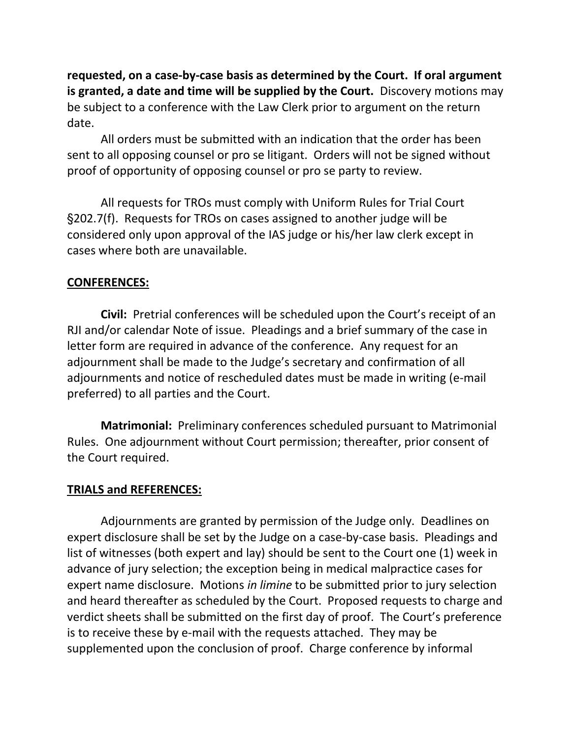**requested, on a case-by-case basis as determined by the Court. If oral argument is granted, a date and time will be supplied by the Court.** Discovery motions may be subject to a conference with the Law Clerk prior to argument on the return date.

All orders must be submitted with an indication that the order has been sent to all opposing counsel or pro se litigant. Orders will not be signed without proof of opportunity of opposing counsel or pro se party to review.

All requests for TROs must comply with Uniform Rules for Trial Court §202.7(f). Requests for TROs on cases assigned to another judge will be considered only upon approval of the IAS judge or his/her law clerk except in cases where both are unavailable.

**CONFERENCES:**

**Civil:** Pretrial conferences will be scheduled upon the Court's receipt of an RJI and/or calendar Note of issue. Pleadings and a brief summary of the case in letter form are required in advance of the conference. Any request for an adjournment shall be made to the Judge's secretary and confirmation of all adjournments and notice of rescheduled dates must be made in writing (e-mail preferred) to all parties and the Court.

**Matrimonial:** Preliminary conferences scheduled pursuant to Matrimonial Rules. One adjournment without Court permission; thereafter, prior consent of the Court required.

**TRIALS and REFERENCES:**

Adjournments are granted by permission of the Judge only. Deadlines on expert disclosure shall be set by the Judge on a case-by-case basis. Pleadings and list of witnesses (both expert and lay) should be sent to the Court one (1) week in advance of jury selection; the exception being in medical malpractice cases for expert name disclosure. Motions *in limine* to be submitted prior to jury selection and heard thereafter as scheduled by the Court. Proposed requests to charge and verdict sheets shall be submitted on the first day of proof. The Court's preference is to receive these by e-mail with the requests attached. They may be supplemented upon the conclusion of proof. Charge conference by informal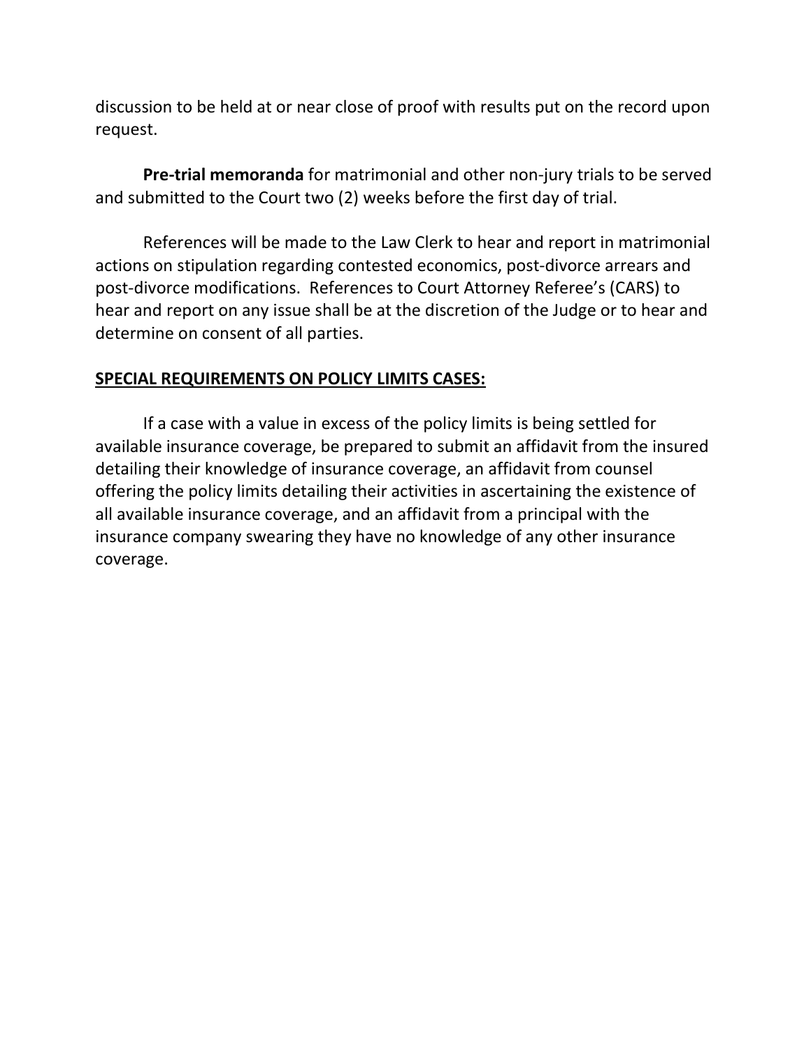discussion to be held at or near close of proof with results put on the record upon request.

**Pre-trial memoranda** for matrimonial and other non-jury trials to be served and submitted to the Court two (2) weeks before the first day of trial.

References will be made to the Law Clerk to hear and report in matrimonial actions on stipulation regarding contested economics, post-divorce arrears and post-divorce modifications. References to Court Attorney Referee's (CARS) to hear and report on any issue shall be at the discretion of the Judge or to hear and determine on consent of all parties.

**SPECIAL REQUIREMENTS ON POLICY LIMITS CASES:**

If a case with a value in excess of the policy limits is being settled for available insurance coverage, be prepared to submit an affidavit from the insured detailing their knowledge of insurance coverage, an affidavit from counsel offering the policy limits detailing their activities in ascertaining the existence of all available insurance coverage, and an affidavit from a principal with the insurance company swearing they have no knowledge of any other insurance coverage.